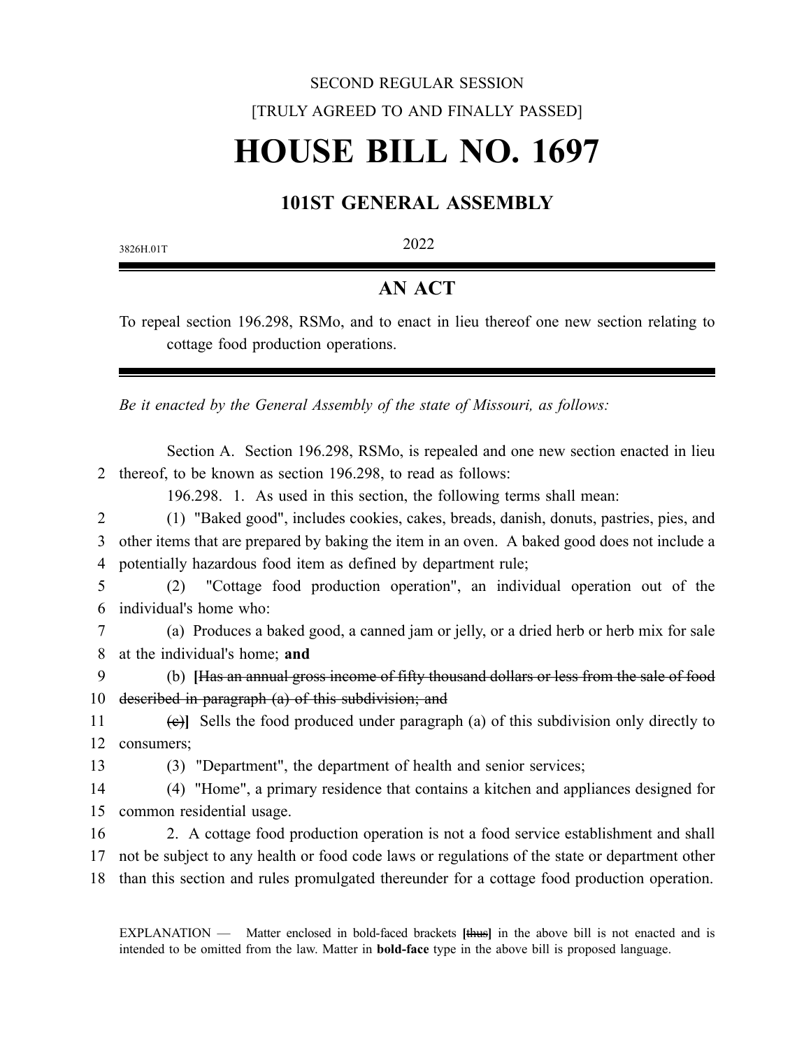SECOND REGULAR SESSION

[TRULY AGREED TO AND FINALLY PASSED]

# HOUSE BILL NO. 1697

## 101ST GENERAL ASSEMBLY

3826H.01T

2022

## AN ACT

To repeal section 196.298, RSMo, and to enact in lieu thereof one new section relating to cottage food production operations.

*Be it enacted by the General Assembly of the state of Missouri, as follows:*

Section A. Section 196.298, RSMo, is repealed and one new section enacted in lieu thereof, to be known as section 196.298, to read as follows:

196.298. 1. As used in this section, the following terms shall mean:

(1) "Baked good", includes cookies, cakes, breads, danish, donuts, pastries, pies, and other items that are prepared by baking the item in an oven. A baked good does not include a potentially hazardous food item as defined by department rule;

(2) "Cottage food production operation", an individual operation out of the individual's home who:

(a) Produces a baked good, a canned jam or jelly, or a dried herb or herb mix for sale at the individual's home; **and**

(b) **[**~~Has an annual gross income of fifty thousand dollars or less from the sale of food described in paragraph (a) of this subdivision; and~~

~~(c)~~**]** Sells the food produced under paragraph (a) of this subdivision only directly to consumers;

(3) "Department", the department of health and senior services;

(4) "Home", a primary residence that contains a kitchen and appliances designed for common residential usage.

2. A cottage food production operation is not a food service establishment and shall not be subject to any health or food code laws or regulations of the state or department other than this section and rules promulgated thereunder for a cottage food production operation.

EXPLANATION — Matter enclosed in bold-faced brackets **[**~~thus~~**]** in the above bill is not enacted and is intended to be omitted from the law. Matter in **bold-face** type in the above bill is proposed language.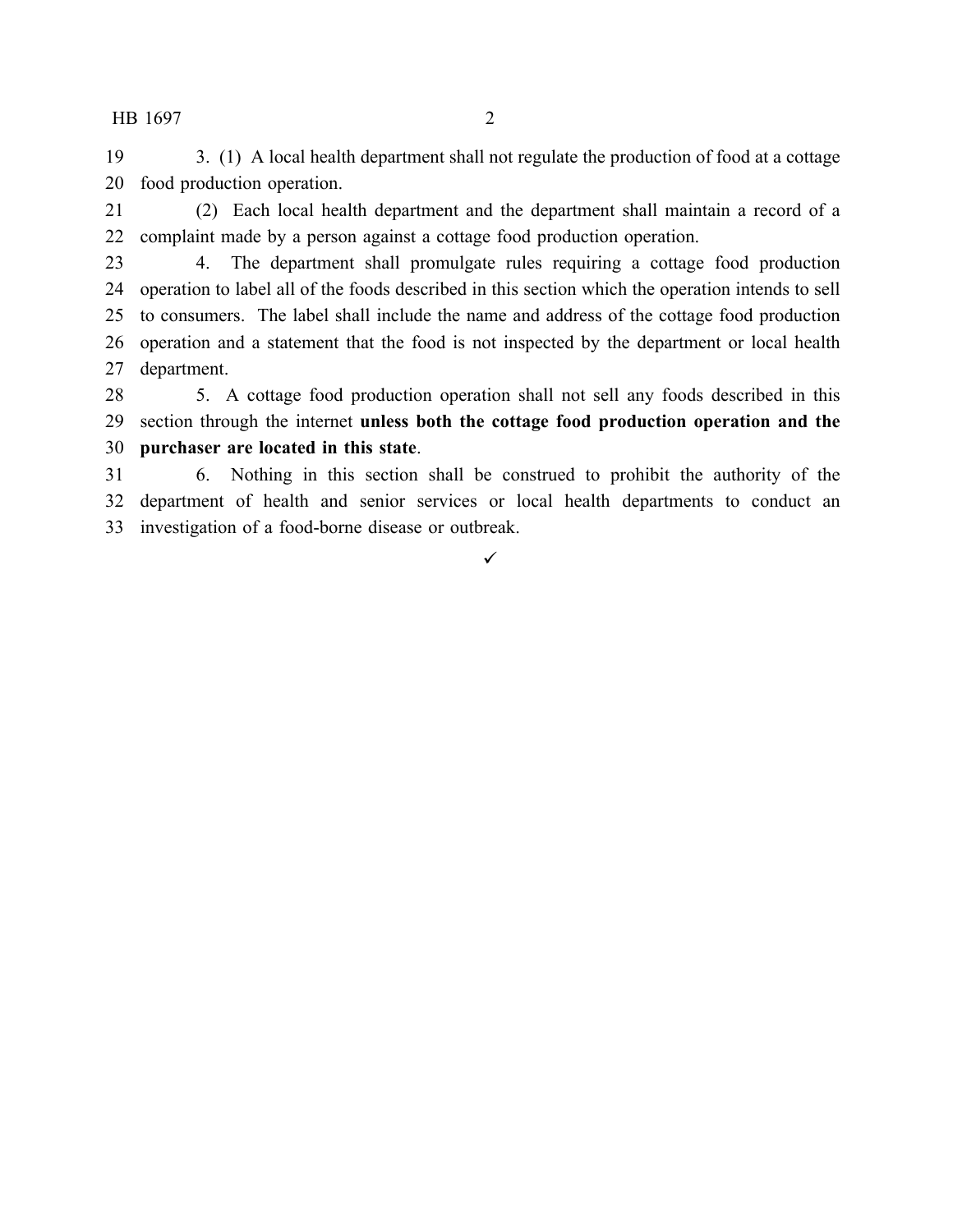3. (1) A local health department shall not regulate the production of food at a cottage food production operation.

(2) Each local health department and the department shall maintain a record of a complaint made by a person against a cottage food production operation.

4. The department shall promulgate rules requiring a cottage food production operation to label all of the foods described in this section which the operation intends to sell to consumers. The label shall include the name and address of the cottage food production operation and a statement that the food is not inspected by the department or local health department.

5. A cottage food production operation shall not sell any foods described in this section through the internet **unless both the cottage food production operation and the purchaser are located in this state**.

6. Nothing in this section shall be construed to prohibit the authority of the department of health and senior services or local health departments to conduct an investigation of a food-borne disease or outbreak.

✓